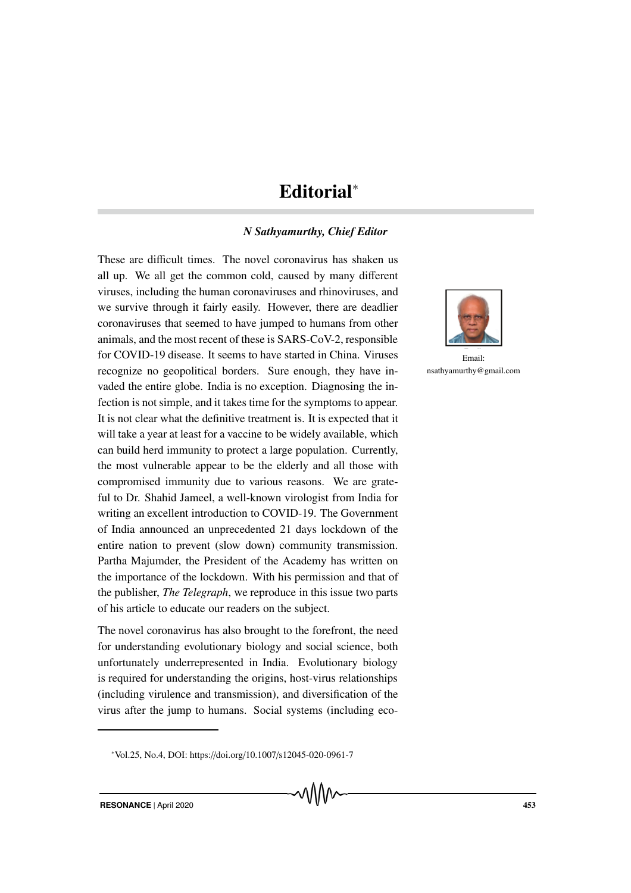# Editorial*

***N Sathyamurthy, Chief Editor***

These are difficult times. The novel coronavirus has shaken us all up. We all get the common cold, caused by many different viruses, including the human coronaviruses and rhinoviruses, and we survive through it fairly easily. However, there are deadlier coronaviruses that seemed to have jumped to humans from other animals, and the most recent of these is SARS-CoV-2, responsible for COVID-19 disease. It seems to have started in China. Viruses recognize no geopolitical borders. Sure enough, they have invaded the entire globe. India is no exception. Diagnosing the infection is not simple, and it takes time for the symptoms to appear. It is not clear what the definitive treatment is. It is expected that it will take a year at least for a vaccine to be widely available, which can build herd immunity to protect a large population. Currently, the most vulnerable appear to be the elderly and all those with compromised immunity due to various reasons. We are grateful to Dr. Shahid Jameel, a well-known virologist from India for writing an excellent introduction to COVID-19. The Government of India announced an unprecedented 21 days lockdown of the entire nation to prevent (slow down) community transmission. Partha Majumder, the President of the Academy has written on the importance of the lockdown. With his permission and that of the publisher, *The Telegraph*, we reproduce in this issue two parts of his article to educate our readers on the subject.

Email: nsathyamurthy@gmail.com

The novel coronavirus has also brought to the forefront, the need for understanding evolutionary biology and social science, both unfortunately underrepresented in India. Evolutionary biology is required for understanding the origins, host-virus relationships (including virulence and transmission), and diversification of the virus after the jump to humans. Social systems (including eco-

*Vol.25, No.4, DOI: https://doi.org/10.1007/s12045-020-0961-7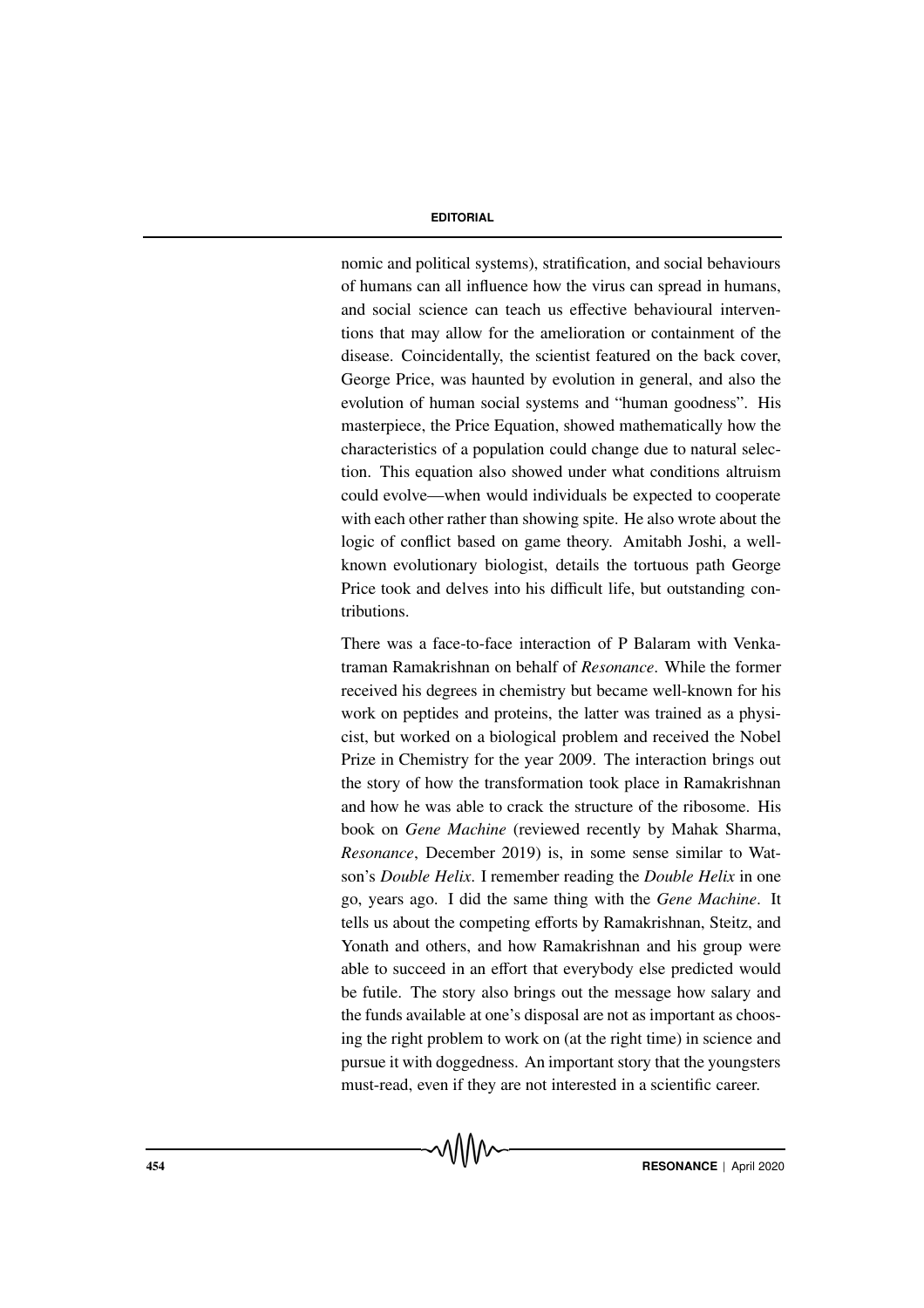nomic and political systems), stratification, and social behaviours of humans can all influence how the virus can spread in humans, and social science can teach us effective behavioural interventions that may allow for the amelioration or containment of the disease. Coincidentally, the scientist featured on the back cover, George Price, was haunted by evolution in general, and also the evolution of human social systems and "human goodness". His masterpiece, the Price Equation, showed mathematically how the characteristics of a population could change due to natural selection. This equation also showed under what conditions altruism could evolve—when would individuals be expected to cooperate with each other rather than showing spite. He also wrote about the logic of conflict based on game theory. Amitabh Joshi, a well-known evolutionary biologist, details the tortuous path George Price took and delves into his difficult life, but outstanding contributions.

There was a face-to-face interaction of P Balaram with Venkatraman Ramakrishnan on behalf of *Resonance*. While the former received his degrees in chemistry but became well-known for his work on peptides and proteins, the latter was trained as a physicist, but worked on a biological problem and received the Nobel Prize in Chemistry for the year 2009. The interaction brings out the story of how the transformation took place in Ramakrishnan and how he was able to crack the structure of the ribosome. His book on *Gene Machine* (reviewed recently by Mahak Sharma, *Resonance*, December 2019) is, in some sense similar to Watson's *Double Helix*. I remember reading the *Double Helix* in one go, years ago. I did the same thing with the *Gene Machine*. It tells us about the competing efforts by Ramakrishnan, Steitz, and Yonath and others, and how Ramakrishnan and his group were able to succeed in an effort that everybody else predicted would be futile. The story also brings out the message how salary and the funds available at one's disposal are not as important as choosing the right problem to work on (at the right time) in science and pursue it with doggedness. An important story that the youngsters must-read, even if they are not interested in a scientific career.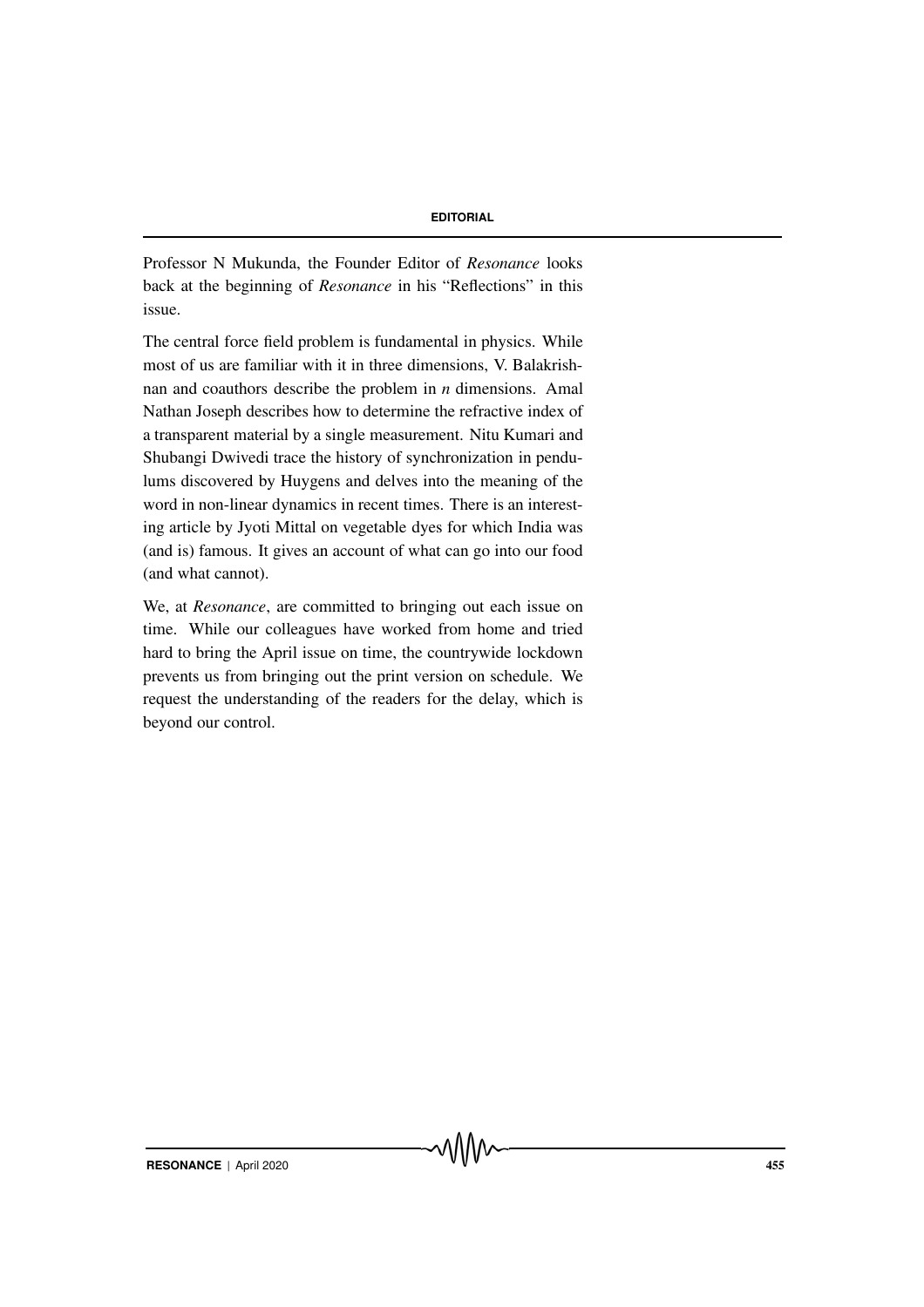Professor N Mukunda, the Founder Editor of *Resonance* looks back at the beginning of *Resonance* in his "Reflections" in this issue.

The central force field problem is fundamental in physics. While most of us are familiar with it in three dimensions, V. Balakrishnan and coauthors describe the problem in $n$ dimensions. Amal Nathan Joseph describes how to determine the refractive index of a transparent material by a single measurement. Nitu Kumari and Shubangi Dwivedi trace the history of synchronization in pendulums discovered by Huygens and delves into the meaning of the word in non-linear dynamics in recent times. There is an interesting article by Jyoti Mittal on vegetable dyes for which India was (and is) famous. It gives an account of what can go into our food (and what cannot).

We, at *Resonance*, are committed to bringing out each issue on time. While our colleagues have worked from home and tried hard to bring the April issue on time, the countrywide lockdown prevents us from bringing out the print version on schedule. We request the understanding of the readers for the delay, which is beyond our control.